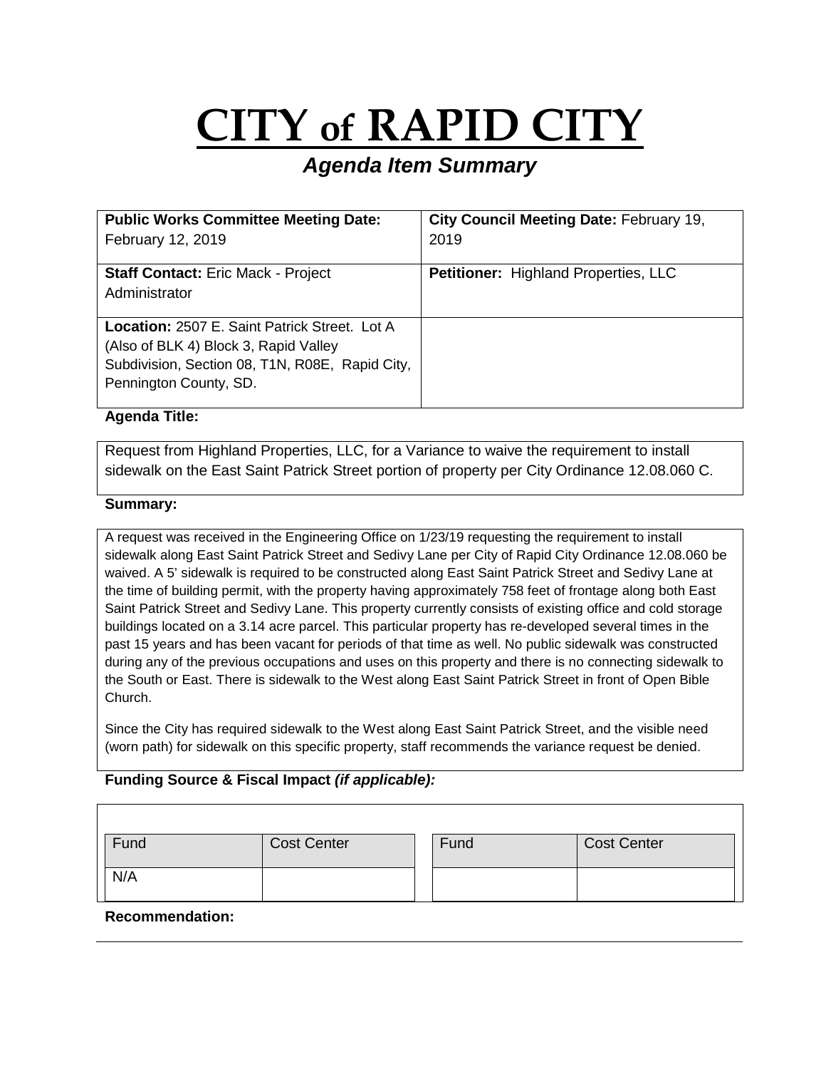# CITY of RAPID CITY

## *Agenda Item Summary*

| **Public Works Committee Meeting Date:** February 12, 2019 | **City Council Meeting Date:** February 19, 2019 |
|---|---|
| **Staff Contact:** Eric Mack - Project Administrator | **Petitioner:** Highland Properties, LLC |
| **Location:** 2507 E. Saint Patrick Street. Lot A (Also of BLK 4) Block 3, Rapid Valley Subdivision, Section 08, T1N, R08E, Rapid City, Pennington County, SD. | |

**Agenda Title:**

Request from Highland Properties, LLC, for a Variance to waive the requirement to install sidewalk on the East Saint Patrick Street portion of property per City Ordinance 12.08.060 C.

**Summary:**

A request was received in the Engineering Office on 1/23/19 requesting the requirement to install sidewalk along East Saint Patrick Street and Sedivy Lane per City of Rapid City Ordinance 12.08.060 be waived. A 5' sidewalk is required to be constructed along East Saint Patrick Street and Sedivy Lane at the time of building permit, with the property having approximately 758 feet of frontage along both East Saint Patrick Street and Sedivy Lane. This property currently consists of existing office and cold storage buildings located on a 3.14 acre parcel. This particular property has re-developed several times in the past 15 years and has been vacant for periods of that time as well. No public sidewalk was constructed during any of the previous occupations and uses on this property and there is no connecting sidewalk to the South or East. There is sidewalk to the West along East Saint Patrick Street in front of Open Bible Church.

Since the City has required sidewalk to the West along East Saint Patrick Street, and the visible need (worn path) for sidewalk on this specific property, staff recommends the variance request be denied.

**Funding Source & Fiscal Impact *(if applicable)*:**

| Fund | Cost Center | Fund | Cost Center |
|---|---|---|---|
| N/A | | | |

**Recommendation:**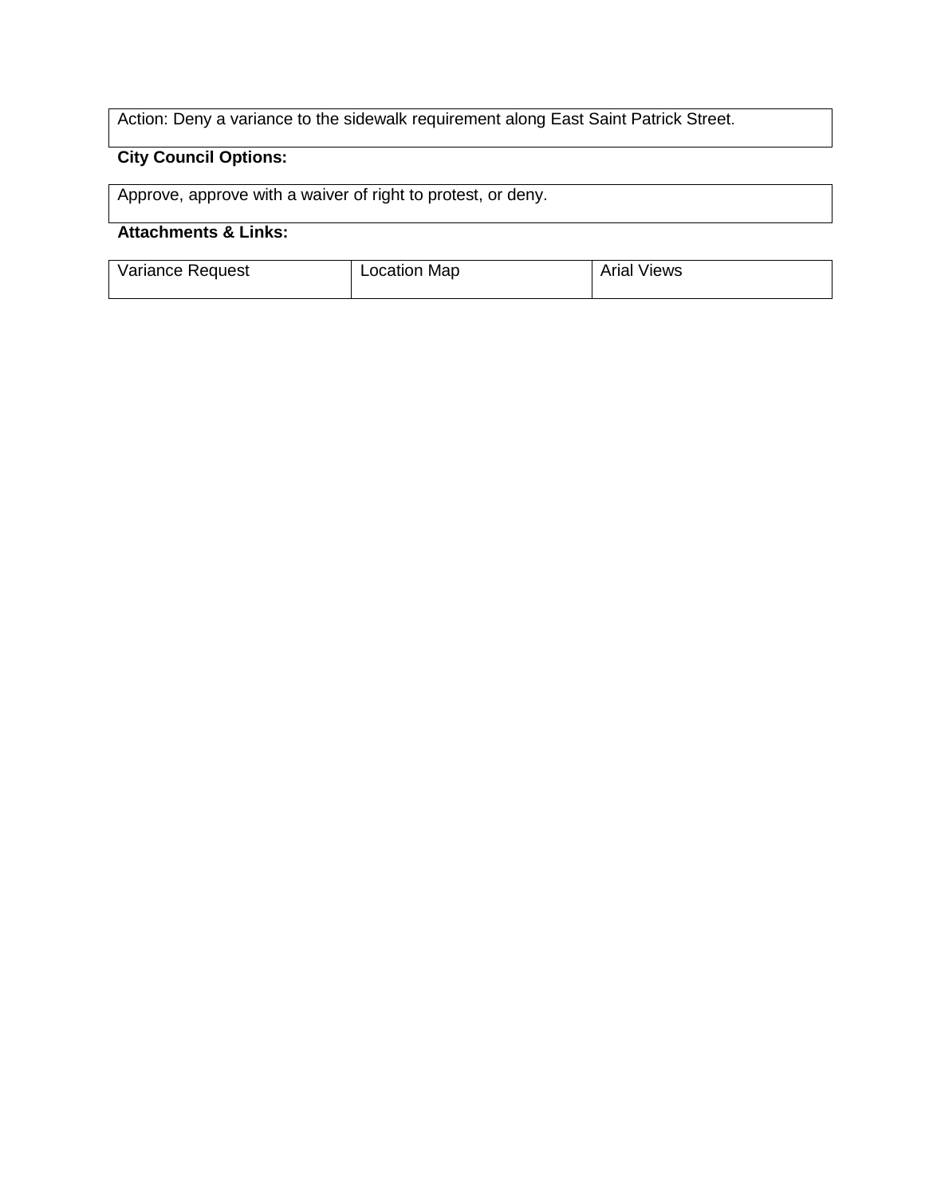Action: Deny a variance to the sidewalk requirement along East Saint Patrick Street.

**City Council Options:**

Approve, approve with a waiver of right to protest, or deny.

**Attachments & Links:**

| | | |
|---|---|---|
| Variance Request | Location Map | Arial Views |